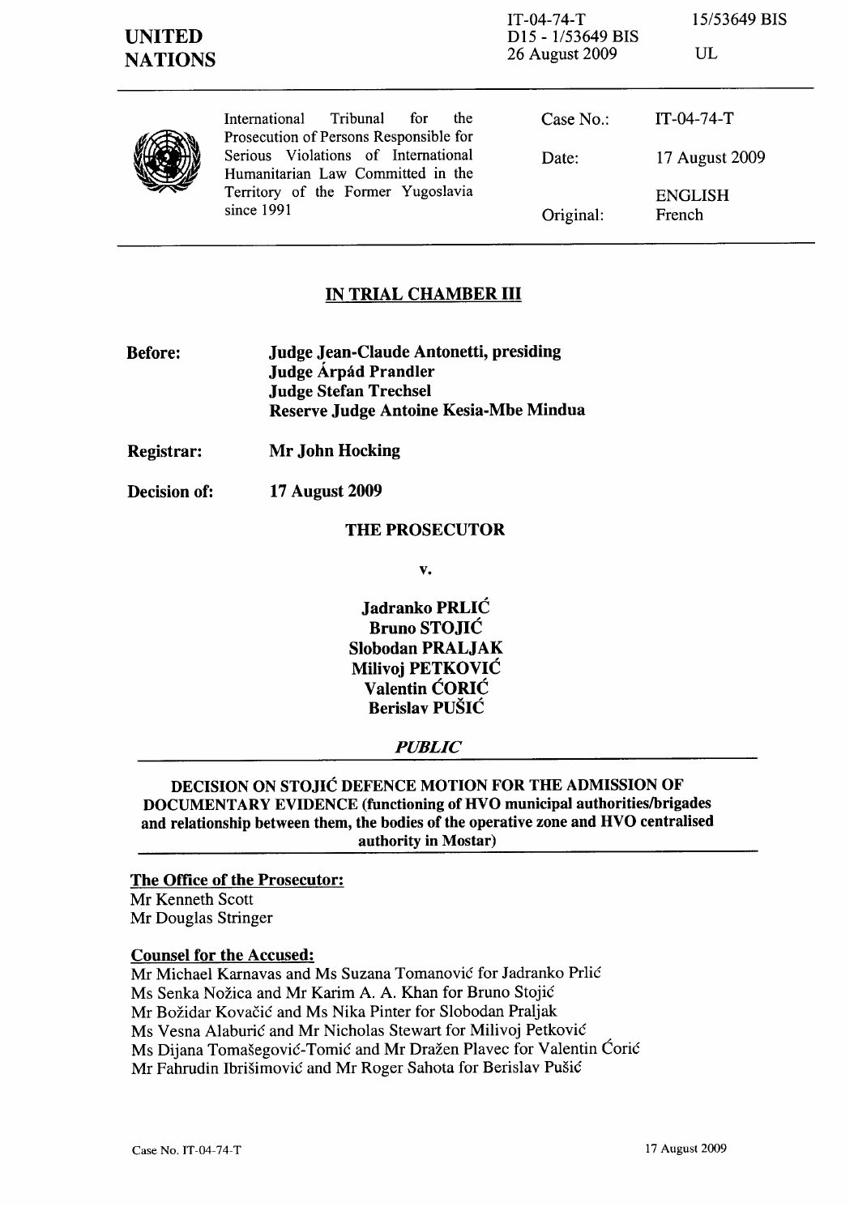IT-04-74-T
D15 - 1/53649 BIS
26 August 2009

15/53649 BIS

UL

**UNITED NATIONS**

International Tribunal for the Prosecution of Persons Responsible for Serious Violations of International Humanitarian Law Committed in the Territory of the Former Yugoslavia since 1991

| | |
|---|---|
| Case No.: | IT-04-74-T |
| Date: | 17 August 2009 |
| Original: | ENGLISH French |

## IN TRIAL CHAMBER III

**Before:** **Judge Jean-Claude Antonetti, presiding**
**Judge Árpád Prandler**
**Judge Stefan Trechsel**
**Reserve Judge Antoine Kesia-Mbe Mindua**

**Registrar:** **Mr John Hocking**

**Decision of:** **17 August 2009**

**THE PROSECUTOR**

**v.**

**Jadranko PRLIĆ**
**Bruno STOJIĆ**
**Slobodan PRALJAK**
**Milivoj PETKOVIĆ**
**Valentin ĆORIĆ**
**Berislav PUŠIĆ**

***PUBLIC***

**DECISION ON STOJIĆ DEFENCE MOTION FOR THE ADMISSION OF DOCUMENTARY EVIDENCE (functioning of HVO municipal authorities/brigades and relationship between them, the bodies of the operative zone and HVO centralised authority in Mostar)**

**The Office of the Prosecutor:**
Mr Kenneth Scott
Mr Douglas Stringer

**Counsel for the Accused:**
Mr Michael Karnavas and Ms Suzana Tomanović for Jadranko Prlić
Ms Senka Nožica and Mr Karim A. A. Khan for Bruno Stojić
Mr Božidar Kovačić and Ms Nika Pinter for Slobodan Praljak
Ms Vesna Alaburić and Mr Nicholas Stewart for Milivoj Petković
Ms Dijana Tomašegović-Tomić and Mr Dražen Plavec for Valentin Ćorić
Mr Fahrudin Ibrišimović and Mr Roger Sahota for Berislav Pušić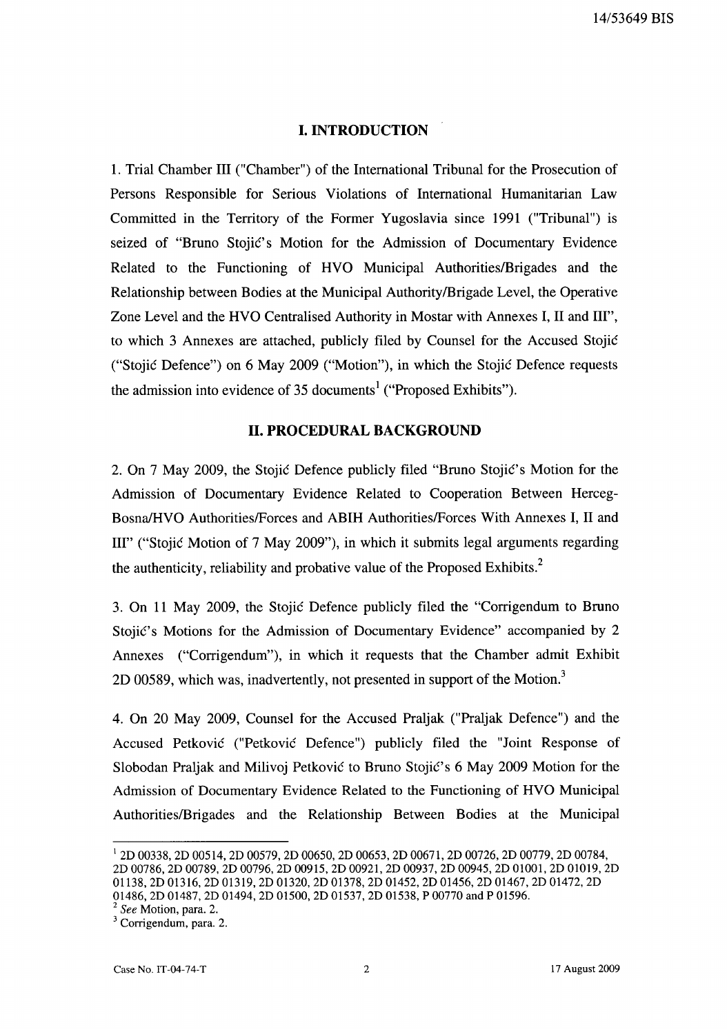## I. INTRODUCTION

1. Trial Chamber III ("Chamber") of the International Tribunal for the Prosecution of Persons Responsible for Serious Violations of International Humanitarian Law Committed in the Territory of the Former Yugoslavia since 1991 ("Tribunal") is seized of "Bruno Stojić's Motion for the Admission of Documentary Evidence Related to the Functioning of HVO Municipal Authorities/Brigades and the Relationship between Bodies at the Municipal Authority/Brigade Level, the Operative Zone Level and the HVO Centralised Authority in Mostar with Annexes I, II and III", to which 3 Annexes are attached, publicly filed by Counsel for the Accused Stojić ("Stojić Defence") on 6 May 2009 ("Motion"), in which the Stojić Defence requests the admission into evidence of 35 documents[1] ("Proposed Exhibits").

## II. PROCEDURAL BACKGROUND

2. On 7 May 2009, the Stojić Defence publicly filed "Bruno Stojić's Motion for the Admission of Documentary Evidence Related to Cooperation Between Herceg-Bosna/HVO Authorities/Forces and ABIH Authorities/Forces With Annexes I, II and III" ("Stojić Motion of 7 May 2009"), in which it submits legal arguments regarding the authenticity, reliability and probative value of the Proposed Exhibits.[2]

3. On 11 May 2009, the Stojić Defence publicly filed the "Corrigendum to Bruno Stojić's Motions for the Admission of Documentary Evidence" accompanied by 2 Annexes ("Corrigendum"), in which it requests that the Chamber admit Exhibit 2D 00589, which was, inadvertently, not presented in support of the Motion.[3]

4. On 20 May 2009, Counsel for the Accused Praljak ("Praljak Defence") and the Accused Petković ("Petković Defence") publicly filed the "Joint Response of Slobodan Praljak and Milivoj Petković to Bruno Stojić's 6 May 2009 Motion for the Admission of Documentary Evidence Related to the Functioning of HVO Municipal Authorities/Brigades and the Relationship Between Bodies at the Municipal

---

[1] 2D 00338, 2D 00514, 2D 00579, 2D 00650, 2D 00653, 2D 00671, 2D 00726, 2D 00779, 2D 00784, 2D 00786, 2D 00789, 2D 00796, 2D 00915, 2D 00921, 2D 00937, 2D 00945, 2D 01001, 2D 01019, 2D 01138, 2D 01316, 2D 01319, 2D 01320, 2D 01378, 2D 01452, 2D 01456, 2D 01467, 2D 01472, 2D 01486, 2D 01487, 2D 01494, 2D 01500, 2D 01537, 2D 01538, P 00770 and P 01596.

[2] *See* Motion, para. 2.

[3] Corrigendum, para. 2.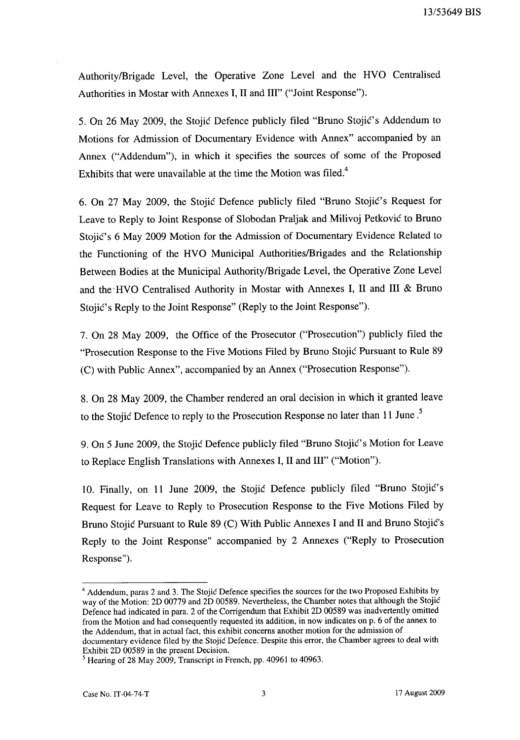Authority/Brigade Level, the Operative Zone Level and the HVO Centralised Authorities in Mostar with Annexes I, II and III" ("Joint Response").

5. On 26 May 2009, the Stojić Defence publicly filed "Bruno Stojić's Addendum to Motions for Admission of Documentary Evidence with Annex" accompanied by an Annex ("Addendum"), in which it specifies the sources of some of the Proposed Exhibits that were unavailable at the time the Motion was filed.[4]

6. On 27 May 2009, the Stojić Defence publicly filed "Bruno Stojić's Request for Leave to Reply to Joint Response of Slobodan Praljak and Milivoj Petković to Bruno Stojić's 6 May 2009 Motion for the Admission of Documentary Evidence Related to the Functioning of the HVO Municipal Authorities/Brigades and the Relationship Between Bodies at the Municipal Authority/Brigade Level, the Operative Zone Level and the HVO Centralised Authority in Mostar with Annexes I, II and III & Bruno Stojić's Reply to the Joint Response" (Reply to the Joint Response").

7. On 28 May 2009, the Office of the Prosecutor ("Prosecution") publicly filed the "Prosecution Response to the Five Motions Filed by Bruno Stojić Pursuant to Rule 89 (C) with Public Annex", accompanied by an Annex ("Prosecution Response").

8. On 28 May 2009, the Chamber rendered an oral decision in which it granted leave to the Stojić Defence to reply to the Prosecution Response no later than 11 June.[5]

9. On 5 June 2009, the Stojić Defence publicly filed "Bruno Stojić's Motion for Leave to Replace English Translations with Annexes I, II and III" ("Motion").

10. Finally, on 11 June 2009, the Stojić Defence publicly filed "Bruno Stojić's Request for Leave to Reply to Prosecution Response to the Five Motions Filed by Bruno Stojić Pursuant to Rule 89 (C) With Public Annexes I and II and Bruno Stojić's Reply to the Joint Response" accompanied by 2 Annexes ("Reply to Prosecution Response").

---

[4] Addendum, paras 2 and 3. The Stojić Defence specifies the sources for the two Proposed Exhibits by way of the Motion: 2D 00779 and 2D 00589. Nevertheless, the Chamber notes that although the Stojić Defence had indicated in para. 2 of the Corrigendum that Exhibit 2D 00589 was inadvertently omitted from the Motion and had consequently requested its addition, in now indicates on p. 6 of the annex to the Addendum, that in actual fact, this exhibit concerns another motion for the admission of documentary evidence filed by the Stojić Defence. Despite this error, the Chamber agrees to deal with Exhibit 2D 00589 in the present Decision.

[5] Hearing of 28 May 2009, Transcript in French, pp. 40961 to 40963.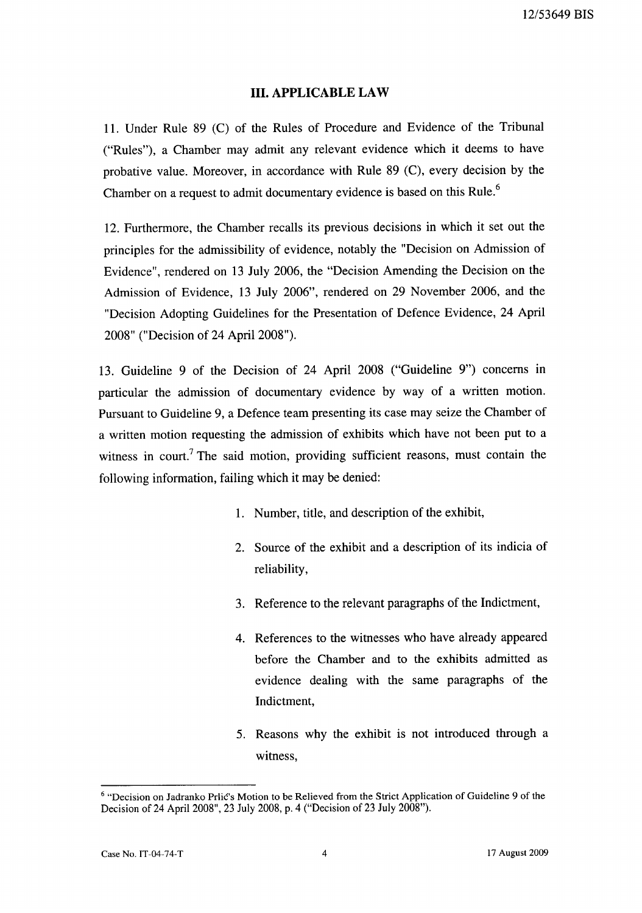## III. APPLICABLE LAW

11. Under Rule 89 (C) of the Rules of Procedure and Evidence of the Tribunal ("Rules"), a Chamber may admit any relevant evidence which it deems to have probative value. Moreover, in accordance with Rule 89 (C), every decision by the Chamber on a request to admit documentary evidence is based on this Rule.[6]

12. Furthermore, the Chamber recalls its previous decisions in which it set out the principles for the admissibility of evidence, notably the "Decision on Admission of Evidence", rendered on 13 July 2006, the "Decision Amending the Decision on the Admission of Evidence, 13 July 2006", rendered on 29 November 2006, and the "Decision Adopting Guidelines for the Presentation of Defence Evidence, 24 April 2008" ("Decision of 24 April 2008").

13. Guideline 9 of the Decision of 24 April 2008 ("Guideline 9") concerns in particular the admission of documentary evidence by way of a written motion. Pursuant to Guideline 9, a Defence team presenting its case may seize the Chamber of a written motion requesting the admission of exhibits which have not been put to a witness in court.[7] The said motion, providing sufficient reasons, must contain the following information, failing which it may be denied:

1. Number, title, and description of the exhibit,
2. Source of the exhibit and a description of its indicia of reliability,
3. Reference to the relevant paragraphs of the Indictment,
4. References to the witnesses who have already appeared before the Chamber and to the exhibits admitted as evidence dealing with the same paragraphs of the Indictment,
5. Reasons why the exhibit is not introduced through a witness,

---

[6] "Decision on Jadranko Prlić's Motion to be Relieved from the Strict Application of Guideline 9 of the Decision of 24 April 2008", 23 July 2008, p. 4 ("Decision of 23 July 2008").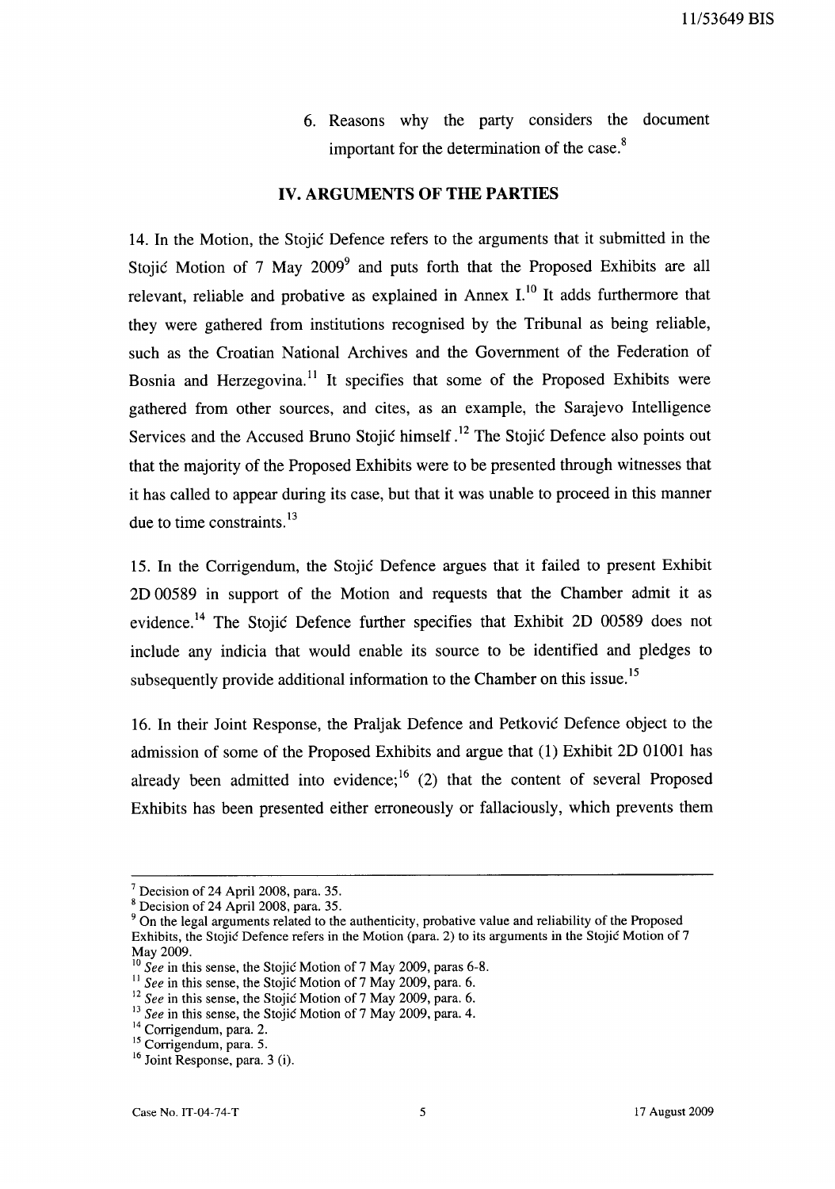6. Reasons why the party considers the document important for the determination of the case.[8]

## IV. ARGUMENTS OF THE PARTIES

14. In the Motion, the Stojić Defence refers to the arguments that it submitted in the Stojić Motion of 7 May 2009[9] and puts forth that the Proposed Exhibits are all relevant, reliable and probative as explained in Annex I.[10] It adds furthermore that they were gathered from institutions recognised by the Tribunal as being reliable, such as the Croatian National Archives and the Government of the Federation of Bosnia and Herzegovina.[11] It specifies that some of the Proposed Exhibits were gathered from other sources, and cites, as an example, the Sarajevo Intelligence Services and the Accused Bruno Stojić himself.[12] The Stojić Defence also points out that the majority of the Proposed Exhibits were to be presented through witnesses that it has called to appear during its case, but that it was unable to proceed in this manner due to time constraints.[13]

15. In the Corrigendum, the Stojić Defence argues that it failed to present Exhibit 2D 00589 in support of the Motion and requests that the Chamber admit it as evidence.[14] The Stojić Defence further specifies that Exhibit 2D 00589 does not include any indicia that would enable its source to be identified and pledges to subsequently provide additional information to the Chamber on this issue.[15]

16. In their Joint Response, the Praljak Defence and Petković Defence object to the admission of some of the Proposed Exhibits and argue that (1) Exhibit 2D 01001 has already been admitted into evidence;[16] (2) that the content of several Proposed Exhibits has been presented either erroneously or fallaciously, which prevents them

---

[7] Decision of 24 April 2008, para. 35.

[8] Decision of 24 April 2008, para. 35.

[9] On the legal arguments related to the authenticity, probative value and reliability of the Proposed Exhibits, the Stojić Defence refers in the Motion (para. 2) to its arguments in the Stojić Motion of 7 May 2009.

[10] *See* in this sense, the Stojić Motion of 7 May 2009, paras 6-8.

[11] *See* in this sense, the Stojić Motion of 7 May 2009, para. 6.

[12] *See* in this sense, the Stojić Motion of 7 May 2009, para. 6.

[13] *See* in this sense, the Stojić Motion of 7 May 2009, para. 4.

[14] Corrigendum, para. 2.

[15] Corrigendum, para. 5.

[16] Joint Response, para. 3 (i).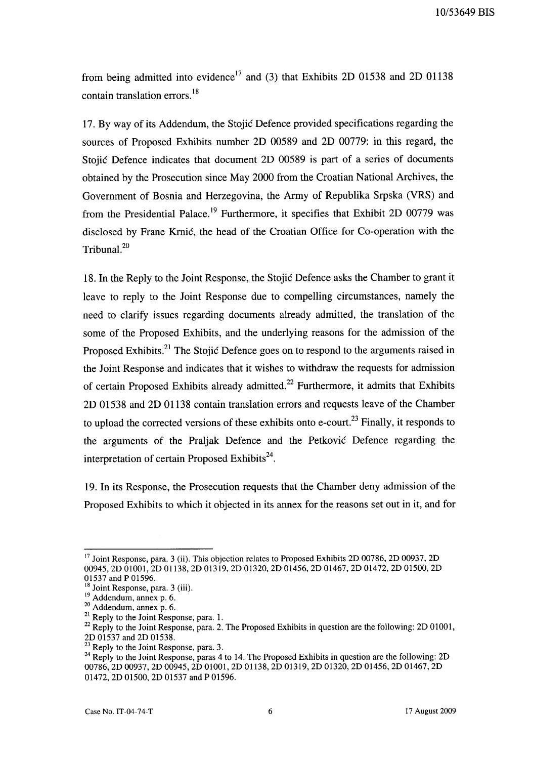from being admitted into evidence[17] and (3) that Exhibits 2D 01538 and 2D 01138 contain translation errors.[18]

17. By way of its Addendum, the Stojić Defence provided specifications regarding the sources of Proposed Exhibits number 2D 00589 and 2D 00779: in this regard, the Stojić Defence indicates that document 2D 00589 is part of a series of documents obtained by the Prosecution since May 2000 from the Croatian National Archives, the Government of Bosnia and Herzegovina, the Army of Republika Srpska (VRS) and from the Presidential Palace.[19] Furthermore, it specifies that Exhibit 2D 00779 was disclosed by Frane Krnić, the head of the Croatian Office for Co-operation with the Tribunal.[20]

18. In the Reply to the Joint Response, the Stojić Defence asks the Chamber to grant it leave to reply to the Joint Response due to compelling circumstances, namely the need to clarify issues regarding documents already admitted, the translation of the some of the Proposed Exhibits, and the underlying reasons for the admission of the Proposed Exhibits.[21] The Stojić Defence goes on to respond to the arguments raised in the Joint Response and indicates that it wishes to withdraw the requests for admission of certain Proposed Exhibits already admitted.[22] Furthermore, it admits that Exhibits 2D 01538 and 2D 01138 contain translation errors and requests leave of the Chamber to upload the corrected versions of these exhibits onto e-court.[23] Finally, it responds to the arguments of the Praljak Defence and the Petković Defence regarding the interpretation of certain Proposed Exhibits[24].

19. In its Response, the Prosecution requests that the Chamber deny admission of the Proposed Exhibits to which it objected in its annex for the reasons set out in it, and for

---

[17] Joint Response, para. 3 (ii). This objection relates to Proposed Exhibits 2D 00786, 2D 00937, 2D 00945, 2D 01001, 2D 01138, 2D 01319, 2D 01320, 2D 01456, 2D 01467, 2D 01472, 2D 01500, 2D 01537 and P 01596.

[18] Joint Response, para. 3 (iii).

[19] Addendum, annex p. 6.

[20] Addendum, annex p. 6.

[21] Reply to the Joint Response, para. 1.

[22] Reply to the Joint Response, para. 2. The Proposed Exhibits in question are the following: 2D 01001, 2D 01537 and 2D 01538.

[23] Reply to the Joint Response, para. 3.

[24] Reply to the Joint Response, paras 4 to 14. The Proposed Exhibits in question are the following: 2D 00786, 2D 00937, 2D 00945, 2D 01001, 2D 01138, 2D 01319, 2D 01320, 2D 01456, 2D 01467, 2D 01472, 2D 01500, 2D 01537 and P 01596.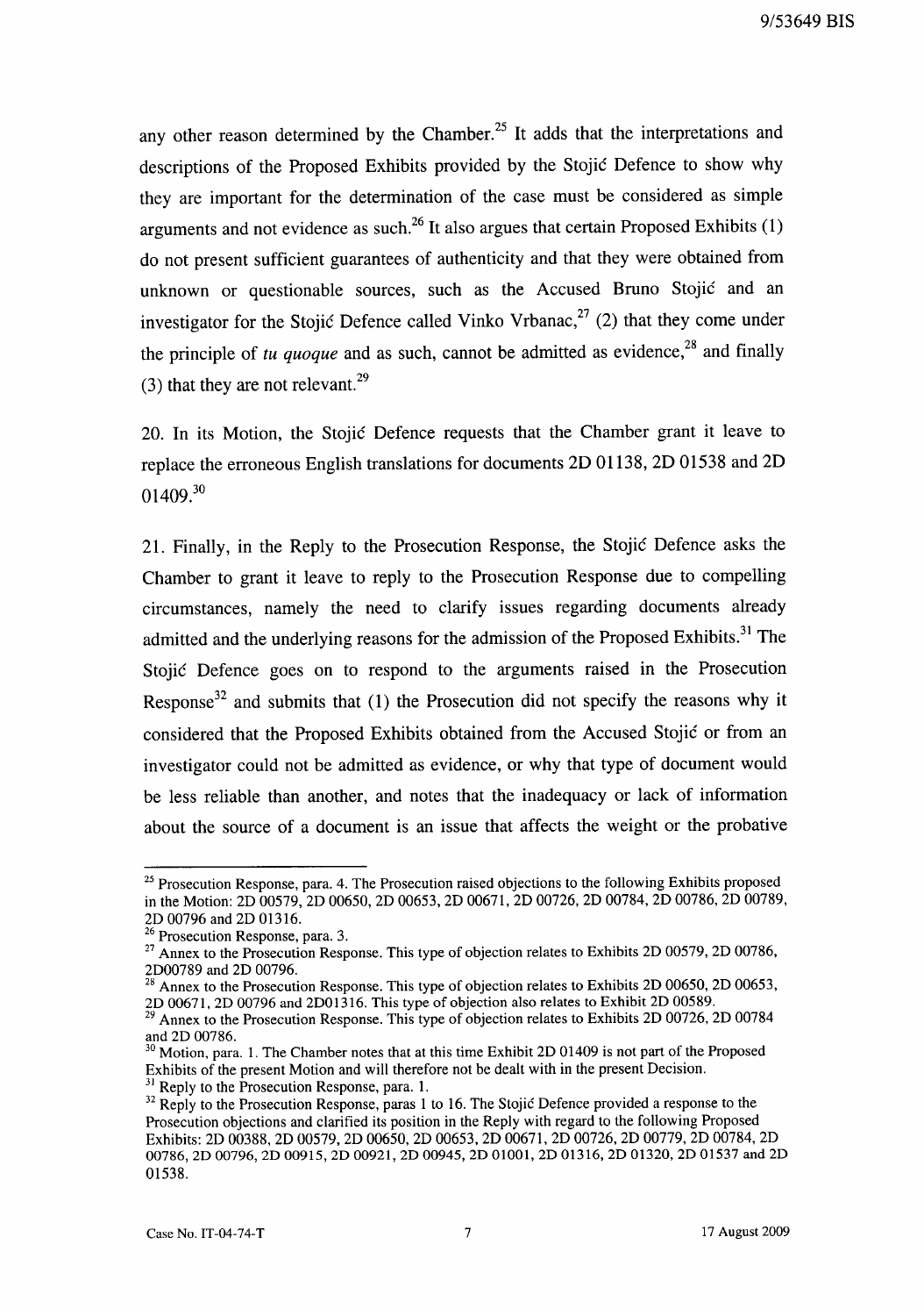any other reason determined by the Chamber.[25] It adds that the interpretations and descriptions of the Proposed Exhibits provided by the Stojić Defence to show why they are important for the determination of the case must be considered as simple arguments and not evidence as such.[26] It also argues that certain Proposed Exhibits (1) do not present sufficient guarantees of authenticity and that they were obtained from unknown or questionable sources, such as the Accused Bruno Stojić and an investigator for the Stojić Defence called Vinko Vrbanac,[27] (2) that they come under the principle of *tu quoque* and as such, cannot be admitted as evidence,[28] and finally (3) that they are not relevant.[29]

20. In its Motion, the Stojić Defence requests that the Chamber grant it leave to replace the erroneous English translations for documents 2D 01138, 2D 01538 and 2D 01409.[30]

21. Finally, in the Reply to the Prosecution Response, the Stojić Defence asks the Chamber to grant it leave to reply to the Prosecution Response due to compelling circumstances, namely the need to clarify issues regarding documents already admitted and the underlying reasons for the admission of the Proposed Exhibits.[31] The Stojić Defence goes on to respond to the arguments raised in the Prosecution Response[32] and submits that (1) the Prosecution did not specify the reasons why it considered that the Proposed Exhibits obtained from the Accused Stojić or from an investigator could not be admitted as evidence, or why that type of document would be less reliable than another, and notes that the inadequacy or lack of information about the source of a document is an issue that affects the weight or the probative

---

[25] Prosecution Response, para. 4. The Prosecution raised objections to the following Exhibits proposed in the Motion: 2D 00579, 2D 00650, 2D 00653, 2D 00671, 2D 00726, 2D 00784, 2D 00786, 2D 00789, 2D 00796 and 2D 01316.

[26] Prosecution Response, para. 3.

[27] Annex to the Prosecution Response. This type of objection relates to Exhibits 2D 00579, 2D 00786, 2D00789 and 2D 00796.

[28] Annex to the Prosecution Response. This type of objection relates to Exhibits 2D 00650, 2D 00653, 2D 00671, 2D 00796 and 2D01316. This type of objection also relates to Exhibit 2D 00589.

[29] Annex to the Prosecution Response. This type of objection relates to Exhibits 2D 00726, 2D 00784 and 2D 00786.

[30] Motion, para. 1. The Chamber notes that at this time Exhibit 2D 01409 is not part of the Proposed Exhibits of the present Motion and will therefore not be dealt with in the present Decision.

[31] Reply to the Prosecution Response, para. 1.

[32] Reply to the Prosecution Response, paras 1 to 16. The Stojić Defence provided a response to the Prosecution objections and clarified its position in the Reply with regard to the following Proposed Exhibits: 2D 00388, 2D 00579, 2D 00650, 2D 00653, 2D 00671, 2D 00726, 2D 00779, 2D 00784, 2D 00786, 2D 00796, 2D 00915, 2D 00921, 2D 00945, 2D 01001, 2D 01316, 2D 01320, 2D 01537 and 2D 01538.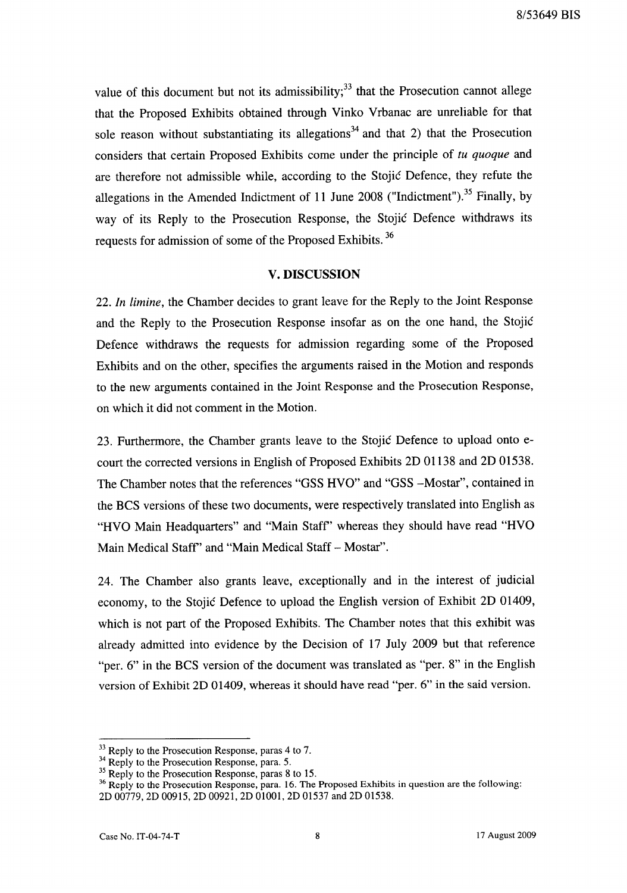value of this document but not its admissibility;[33] that the Prosecution cannot allege that the Proposed Exhibits obtained through Vinko Vrbanac are unreliable for that sole reason without substantiating its allegations[34] and that 2) that the Prosecution considers that certain Proposed Exhibits come under the principle of *tu quoque* and are therefore not admissible while, according to the Stojić Defence, they refute the allegations in the Amended Indictment of 11 June 2008 ("Indictment").[35] Finally, by way of its Reply to the Prosecution Response, the Stojić Defence withdraws its requests for admission of some of the Proposed Exhibits.[36]

## V. DISCUSSION

22. *In limine*, the Chamber decides to grant leave for the Reply to the Joint Response and the Reply to the Prosecution Response insofar as on the one hand, the Stojić Defence withdraws the requests for admission regarding some of the Proposed Exhibits and on the other, specifies the arguments raised in the Motion and responds to the new arguments contained in the Joint Response and the Prosecution Response, on which it did not comment in the Motion.

23. Furthermore, the Chamber grants leave to the Stojić Defence to upload onto e-court the corrected versions in English of Proposed Exhibits 2D 01138 and 2D 01538. The Chamber notes that the references "GSS HVO" and "GSS –Mostar", contained in the BCS versions of these two documents, were respectively translated into English as "HVO Main Headquarters" and "Main Staff" whereas they should have read "HVO Main Medical Staff" and "Main Medical Staff – Mostar".

24. The Chamber also grants leave, exceptionally and in the interest of judicial economy, to the Stojić Defence to upload the English version of Exhibit 2D 01409, which is not part of the Proposed Exhibits. The Chamber notes that this exhibit was already admitted into evidence by the Decision of 17 July 2009 but that reference "per. 6" in the BCS version of the document was translated as "per. 8" in the English version of Exhibit 2D 01409, whereas it should have read "per. 6" in the said version.

---

[33] Reply to the Prosecution Response, paras 4 to 7.

[34] Reply to the Prosecution Response, para. 5.

[35] Reply to the Prosecution Response, paras 8 to 15.

[36] Reply to the Prosecution Response, para. 16. The Proposed Exhibits in question are the following: 2D 00779, 2D 00915, 2D 00921, 2D 01001, 2D 01537 and 2D 01538.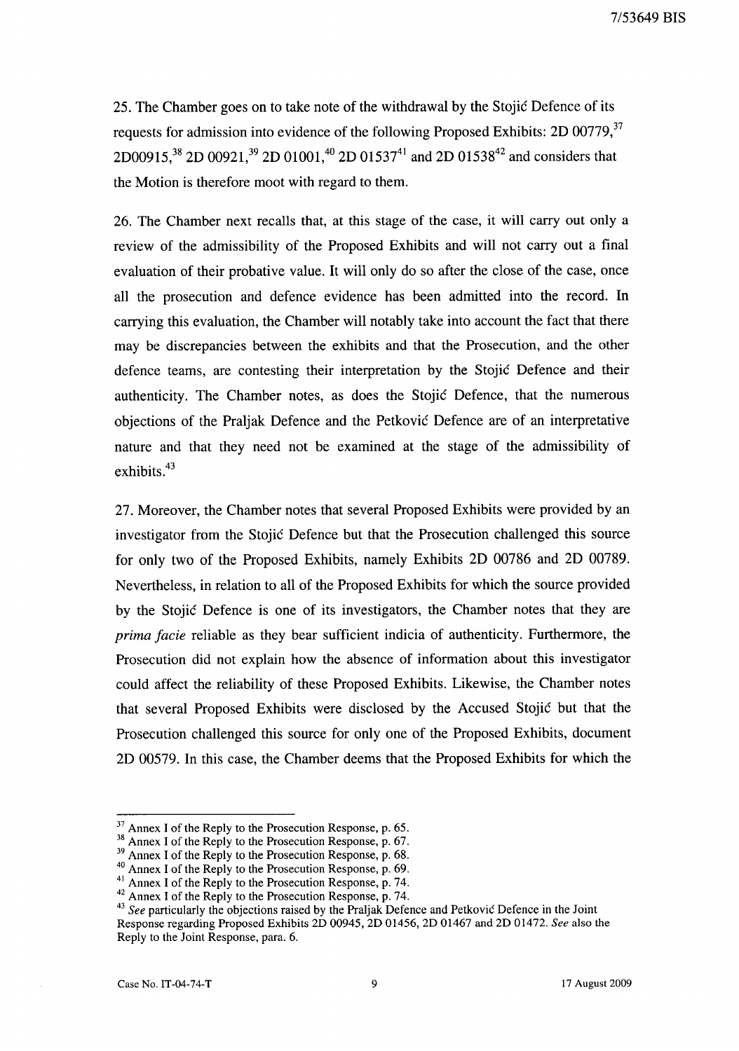25. The Chamber goes on to take note of the withdrawal by the Stojić Defence of its requests for admission into evidence of the following Proposed Exhibits: 2D 00779,[37] 2D00915,[38] 2D 00921,[39] 2D 01001,[40] 2D 01537[41] and 2D 01538[42] and considers that the Motion is therefore moot with regard to them.

26. The Chamber next recalls that, at this stage of the case, it will carry out only a review of the admissibility of the Proposed Exhibits and will not carry out a final evaluation of their probative value. It will only do so after the close of the case, once all the prosecution and defence evidence has been admitted into the record. In carrying this evaluation, the Chamber will notably take into account the fact that there may be discrepancies between the exhibits and that the Prosecution, and the other defence teams, are contesting their interpretation by the Stojić Defence and their authenticity. The Chamber notes, as does the Stojić Defence, that the numerous objections of the Praljak Defence and the Petković Defence are of an interpretative nature and that they need not be examined at the stage of the admissibility of exhibits.[43]

27. Moreover, the Chamber notes that several Proposed Exhibits were provided by an investigator from the Stojić Defence but that the Prosecution challenged this source for only two of the Proposed Exhibits, namely Exhibits 2D 00786 and 2D 00789. Nevertheless, in relation to all of the Proposed Exhibits for which the source provided by the Stojić Defence is one of its investigators, the Chamber notes that they are *prima facie* reliable as they bear sufficient indicia of authenticity. Furthermore, the Prosecution did not explain how the absence of information about this investigator could affect the reliability of these Proposed Exhibits. Likewise, the Chamber notes that several Proposed Exhibits were disclosed by the Accused Stojić but that the Prosecution challenged this source for only one of the Proposed Exhibits, document 2D 00579. In this case, the Chamber deems that the Proposed Exhibits for which the

---

[37] Annex I of the Reply to the Prosecution Response, p. 65.

[38] Annex I of the Reply to the Prosecution Response, p. 67.

[39] Annex I of the Reply to the Prosecution Response, p. 68.

[40] Annex I of the Reply to the Prosecution Response, p. 69.

[41] Annex I of the Reply to the Prosecution Response, p. 74.

[42] Annex I of the Reply to the Prosecution Response, p. 74.

[43] *See* particularly the objections raised by the Praljak Defence and Petković Defence in the Joint Response regarding Proposed Exhibits 2D 00945, 2D 01456, 2D 01467 and 2D 01472. *See* also the Reply to the Joint Response, para. 6.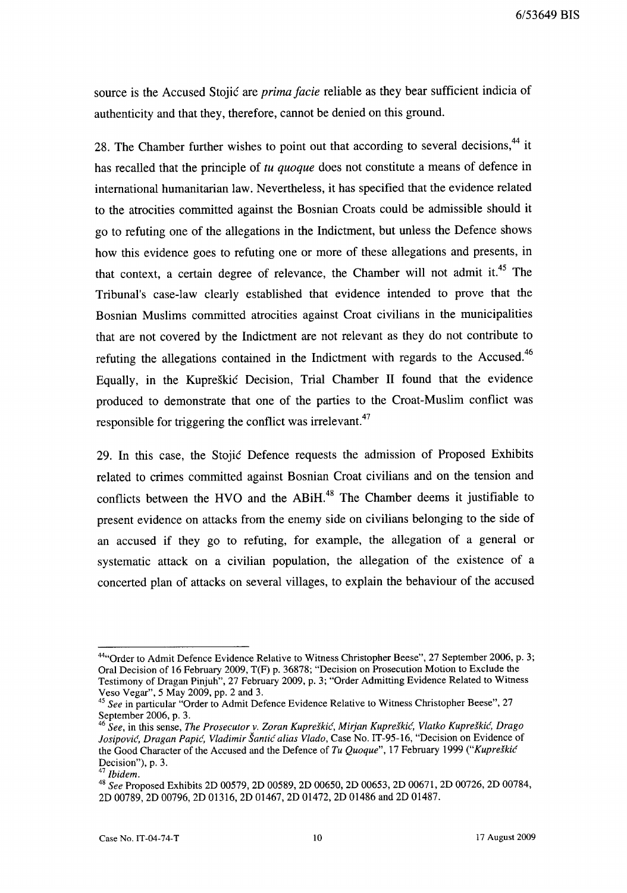source is the Accused Stojić are *prima facie* reliable as they bear sufficient indicia of authenticity and that they, therefore, cannot be denied on this ground.

28. The Chamber further wishes to point out that according to several decisions,[44] it has recalled that the principle of *tu quoque* does not constitute a means of defence in international humanitarian law. Nevertheless, it has specified that the evidence related to the atrocities committed against the Bosnian Croats could be admissible should it go to refuting one of the allegations in the Indictment, but unless the Defence shows how this evidence goes to refuting one or more of these allegations and presents, in that context, a certain degree of relevance, the Chamber will not admit it.[45] The Tribunal's case-law clearly established that evidence intended to prove that the Bosnian Muslims committed atrocities against Croat civilians in the municipalities that are not covered by the Indictment are not relevant as they do not contribute to refuting the allegations contained in the Indictment with regards to the Accused.[46] Equally, in the Kupreškić Decision, Trial Chamber II found that the evidence produced to demonstrate that one of the parties to the Croat-Muslim conflict was responsible for triggering the conflict was irrelevant.[47]

29. In this case, the Stojić Defence requests the admission of Proposed Exhibits related to crimes committed against Bosnian Croat civilians and on the tension and conflicts between the HVO and the ABiH.[48] The Chamber deems it justifiable to present evidence on attacks from the enemy side on civilians belonging to the side of an accused if they go to refuting, for example, the allegation of a general or systematic attack on a civilian population, the allegation of the existence of a concerted plan of attacks on several villages, to explain the behaviour of the accused

---

[44] "Order to Admit Defence Evidence Relative to Witness Christopher Beese", 27 September 2006, p. 3; Oral Decision of 16 February 2009, T(F) p. 36878; "Decision on Prosecution Motion to Exclude the Testimony of Dragan Pinjuh", 27 February 2009, p. 3; "Order Admitting Evidence Related to Witness Veso Vegar", 5 May 2009, pp. 2 and 3.

[45] *See* in particular "Order to Admit Defence Evidence Relative to Witness Christopher Beese", 27 September 2006, p. 3.

[46] *See*, in this sense, *The Prosecutor v. Zoran Kupreškić, Mirjan Kupreškić, Vlatko Kupreškić, Drago Josipović, Dragan Papić, Vladimir Šantić alias Vlado*, Case No. IT-95-16, "Decision on Evidence of the Good Character of the Accused and the Defence of *Tu Quoque*", 17 February 1999 ("*Kupreškić* Decision"), p. 3.

[47] *Ibidem*.

[48] *See* Proposed Exhibits 2D 00579, 2D 00589, 2D 00650, 2D 00653, 2D 00671, 2D 00726, 2D 00784, 2D 00789, 2D 00796, 2D 01316, 2D 01467, 2D 01472, 2D 01486 and 2D 01487.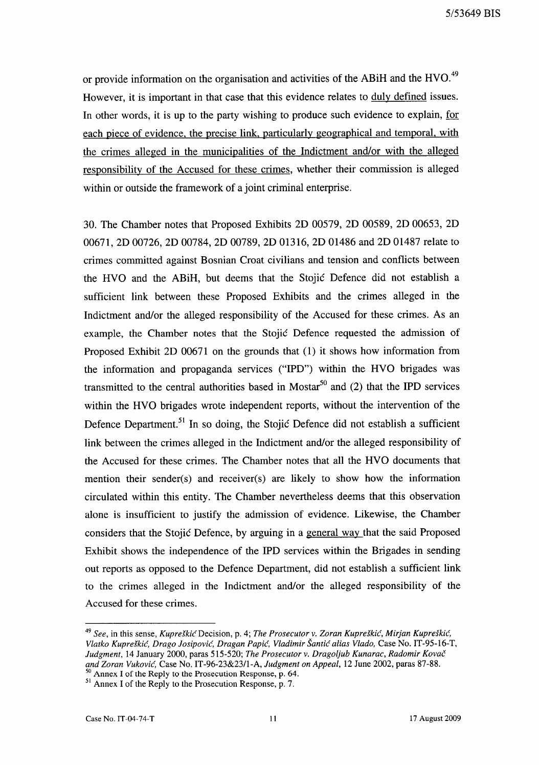or provide information on the organisation and activities of the ABiH and the HVO.[49] However, it is important in that case that this evidence relates to duly defined issues. In other words, it is up to the party wishing to produce such evidence to explain, for each piece of evidence, the precise link, particularly geographical and temporal, with the crimes alleged in the municipalities of the Indictment and/or with the alleged responsibility of the Accused for these crimes, whether their commission is alleged within or outside the framework of a joint criminal enterprise.

30. The Chamber notes that Proposed Exhibits 2D 00579, 2D 00589, 2D 00653, 2D 00671, 2D 00726, 2D 00784, 2D 00789, 2D 01316, 2D 01486 and 2D 01487 relate to crimes committed against Bosnian Croat civilians and tension and conflicts between the HVO and the ABiH, but deems that the Stojić Defence did not establish a sufficient link between these Proposed Exhibits and the crimes alleged in the Indictment and/or the alleged responsibility of the Accused for these crimes. As an example, the Chamber notes that the Stojić Defence requested the admission of Proposed Exhibit 2D 00671 on the grounds that (1) it shows how information from the information and propaganda services ("IPD") within the HVO brigades was transmitted to the central authorities based in Mostar[50] and (2) that the IPD services within the HVO brigades wrote independent reports, without the intervention of the Defence Department.[51] In so doing, the Stojić Defence did not establish a sufficient link between the crimes alleged in the Indictment and/or the alleged responsibility of the Accused for these crimes. The Chamber notes that all the HVO documents that mention their sender(s) and receiver(s) are likely to show how the information circulated within this entity. The Chamber nevertheless deems that this observation alone is insufficient to justify the admission of evidence. Likewise, the Chamber considers that the Stojić Defence, by arguing in a general way that the said Proposed Exhibit shows the independence of the IPD services within the Brigades in sending out reports as opposed to the Defence Department, did not establish a sufficient link to the crimes alleged in the Indictment and/or the alleged responsibility of the Accused for these crimes.

---

[49] *See*, in this sense, *Kupreškić* Decision, p. 4; *The Prosecutor v. Zoran Kupreškić, Mirjan Kupreškić, Vlatko Kupreškić, Drago Josipović, Dragan Papić, Vladimir Šantić alias Vlado*, Case No. IT-95-16-T, *Judgment*, 14 January 2000, paras 515-520; *The Prosecutor v. Dragoljub Kunarac, Radomir Kovač and Zoran Vuković*, Case No. IT-96-23&23/1-A, *Judgment on Appeal*, 12 June 2002, paras 87-88.

[50] Annex I of the Reply to the Prosecution Response, p. 64.

[51] Annex I of the Reply to the Prosecution Response, p. 7.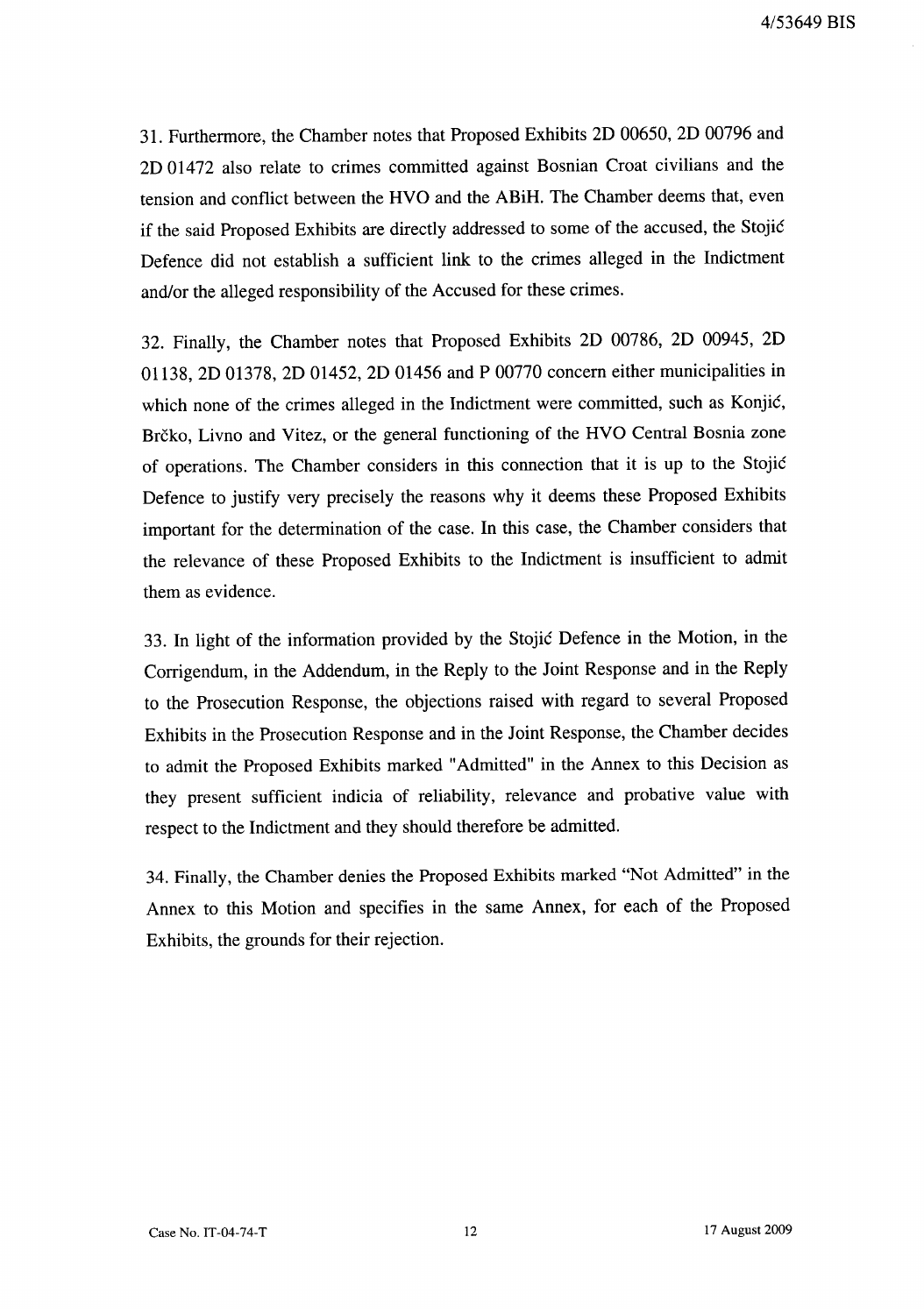31. Furthermore, the Chamber notes that Proposed Exhibits 2D 00650, 2D 00796 and 2D 01472 also relate to crimes committed against Bosnian Croat civilians and the tension and conflict between the HVO and the ABiH. The Chamber deems that, even if the said Proposed Exhibits are directly addressed to some of the accused, the Stojić Defence did not establish a sufficient link to the crimes alleged in the Indictment and/or the alleged responsibility of the Accused for these crimes.

32. Finally, the Chamber notes that Proposed Exhibits 2D 00786, 2D 00945, 2D 01138, 2D 01378, 2D 01452, 2D 01456 and P 00770 concern either municipalities in which none of the crimes alleged in the Indictment were committed, such as Konjić, Brčko, Livno and Vitez, or the general functioning of the HVO Central Bosnia zone of operations. The Chamber considers in this connection that it is up to the Stojić Defence to justify very precisely the reasons why it deems these Proposed Exhibits important for the determination of the case. In this case, the Chamber considers that the relevance of these Proposed Exhibits to the Indictment is insufficient to admit them as evidence.

33. In light of the information provided by the Stojić Defence in the Motion, in the Corrigendum, in the Addendum, in the Reply to the Joint Response and in the Reply to the Prosecution Response, the objections raised with regard to several Proposed Exhibits in the Prosecution Response and in the Joint Response, the Chamber decides to admit the Proposed Exhibits marked "Admitted" in the Annex to this Decision as they present sufficient indicia of reliability, relevance and probative value with respect to the Indictment and they should therefore be admitted.

34. Finally, the Chamber denies the Proposed Exhibits marked "Not Admitted" in the Annex to this Motion and specifies in the same Annex, for each of the Proposed Exhibits, the grounds for their rejection.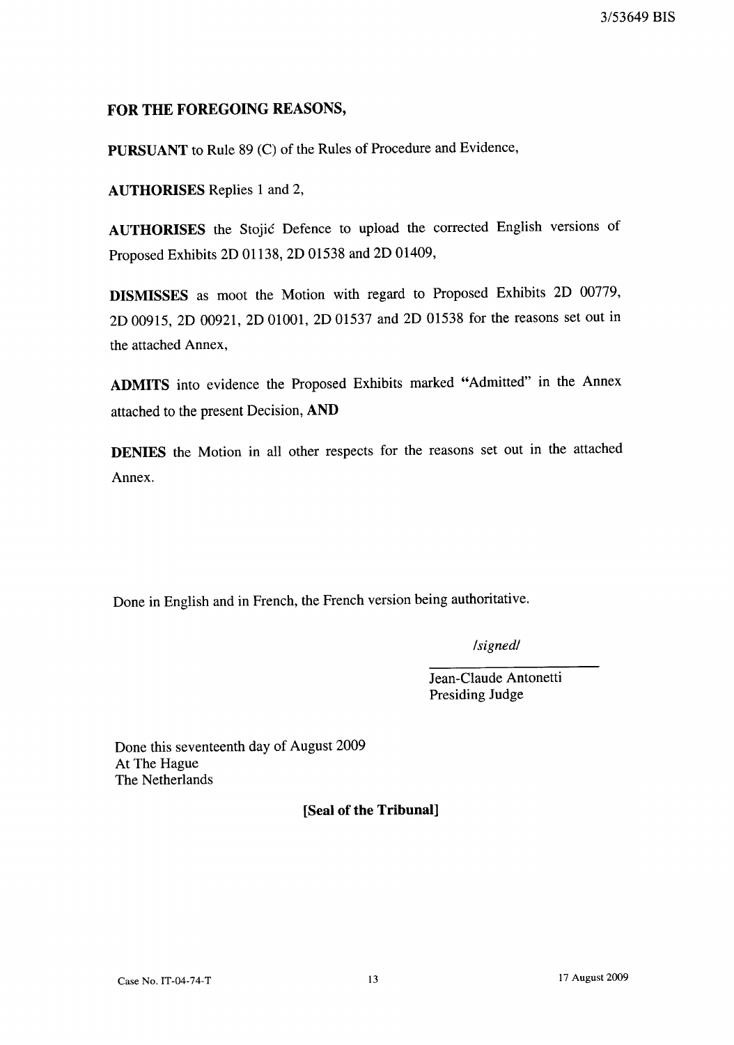**FOR THE FOREGOING REASONS,**

**PURSUANT** to Rule 89 (C) of the Rules of Procedure and Evidence,

**AUTHORISES** Replies 1 and 2,

**AUTHORISES** the Stojić Defence to upload the corrected English versions of Proposed Exhibits 2D 01138, 2D 01538 and 2D 01409,

**DISMISSES** as moot the Motion with regard to Proposed Exhibits 2D 00779, 2D 00915, 2D 00921, 2D 01001, 2D 01537 and 2D 01538 for the reasons set out in the attached Annex,

**ADMITS** into evidence the Proposed Exhibits marked "Admitted" in the Annex attached to the present Decision, **AND**

**DENIES** the Motion in all other respects for the reasons set out in the attached Annex.

Done in English and in French, the French version being authoritative.

*/signed/*

Jean-Claude Antonetti
Presiding Judge

Done this seventeenth day of August 2009
At The Hague
The Netherlands

**[Seal of the Tribunal]**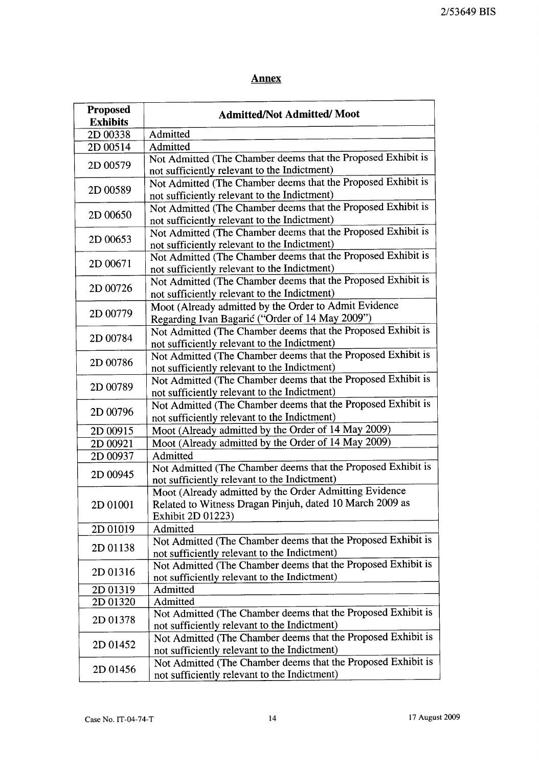## Annex

| Proposed Exhibits | Admitted/Not Admitted/ Moot |
|---|---|
| 2D 00338 | Admitted |
| 2D 00514 | Admitted |
| 2D 00579 | Not Admitted (The Chamber deems that the Proposed Exhibit is not sufficiently relevant to the Indictment) |
| 2D 00589 | Not Admitted (The Chamber deems that the Proposed Exhibit is not sufficiently relevant to the Indictment) |
| 2D 00650 | Not Admitted (The Chamber deems that the Proposed Exhibit is not sufficiently relevant to the Indictment) |
| 2D 00653 | Not Admitted (The Chamber deems that the Proposed Exhibit is not sufficiently relevant to the Indictment) |
| 2D 00671 | Not Admitted (The Chamber deems that the Proposed Exhibit is not sufficiently relevant to the Indictment) |
| 2D 00726 | Not Admitted (The Chamber deems that the Proposed Exhibit is not sufficiently relevant to the Indictment) |
| 2D 00779 | Moot (Already admitted by the Order to Admit Evidence Regarding Ivan Bagarić ("Order of 14 May 2009") |
| 2D 00784 | Not Admitted (The Chamber deems that the Proposed Exhibit is not sufficiently relevant to the Indictment) |
| 2D 00786 | Not Admitted (The Chamber deems that the Proposed Exhibit is not sufficiently relevant to the Indictment) |
| 2D 00789 | Not Admitted (The Chamber deems that the Proposed Exhibit is not sufficiently relevant to the Indictment) |
| 2D 00796 | Not Admitted (The Chamber deems that the Proposed Exhibit is not sufficiently relevant to the Indictment) |
| 2D 00915 | Moot (Already admitted by the Order of 14 May 2009) |
| 2D 00921 | Moot (Already admitted by the Order of 14 May 2009) |
| 2D 00937 | Admitted |
| 2D 00945 | Not Admitted (The Chamber deems that the Proposed Exhibit is not sufficiently relevant to the Indictment) |
| 2D 01001 | Moot (Already admitted by the Order Admitting Evidence Related to Witness Dragan Pinjuh, dated 10 March 2009 as Exhibit 2D 01223) |
| 2D 01019 | Admitted |
| 2D 01138 | Not Admitted (The Chamber deems that the Proposed Exhibit is not sufficiently relevant to the Indictment) |
| 2D 01316 | Not Admitted (The Chamber deems that the Proposed Exhibit is not sufficiently relevant to the Indictment) |
| 2D 01319 | Admitted |
| 2D 01320 | Admitted |
| 2D 01378 | Not Admitted (The Chamber deems that the Proposed Exhibit is not sufficiently relevant to the Indictment) |
| 2D 01452 | Not Admitted (The Chamber deems that the Proposed Exhibit is not sufficiently relevant to the Indictment) |
| 2D 01456 | Not Admitted (The Chamber deems that the Proposed Exhibit is not sufficiently relevant to the Indictment) |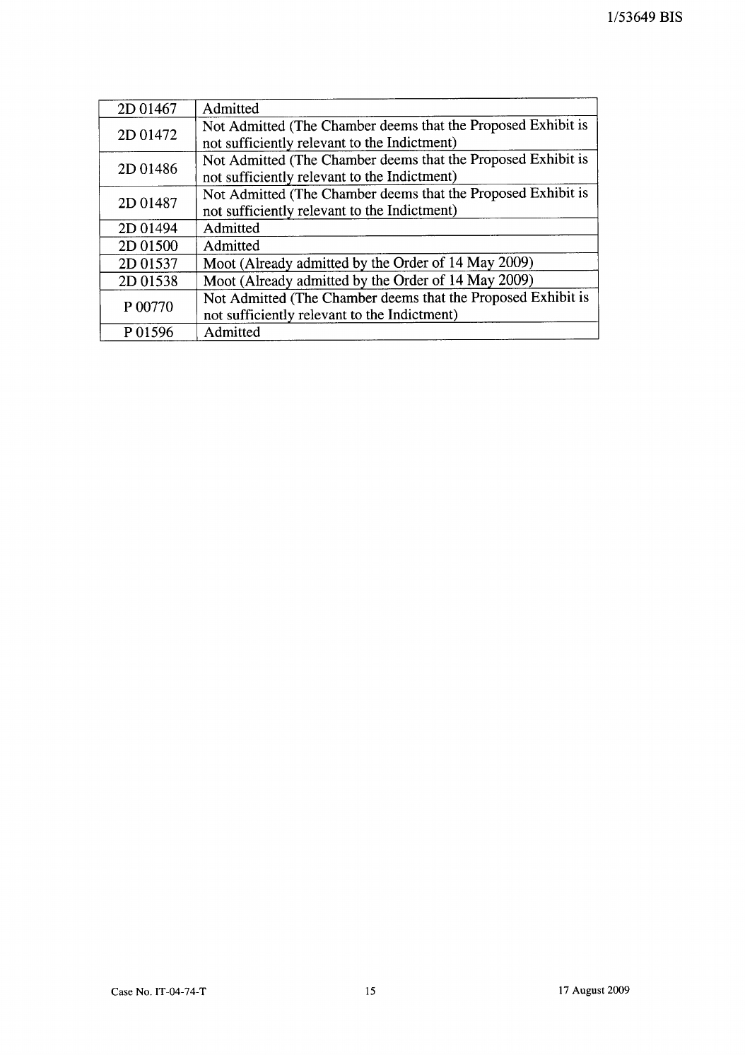| | |
|---|---|
| 2D 01467 | Admitted |
| 2D 01472 | Not Admitted (The Chamber deems that the Proposed Exhibit is not sufficiently relevant to the Indictment) |
| 2D 01486 | Not Admitted (The Chamber deems that the Proposed Exhibit is not sufficiently relevant to the Indictment) |
| 2D 01487 | Not Admitted (The Chamber deems that the Proposed Exhibit is not sufficiently relevant to the Indictment) |
| 2D 01494 | Admitted |
| 2D 01500 | Admitted |
| 2D 01537 | Moot (Already admitted by the Order of 14 May 2009) |
| 2D 01538 | Moot (Already admitted by the Order of 14 May 2009) |
| P 00770 | Not Admitted (The Chamber deems that the Proposed Exhibit is not sufficiently relevant to the Indictment) |
| P 01596 | Admitted |